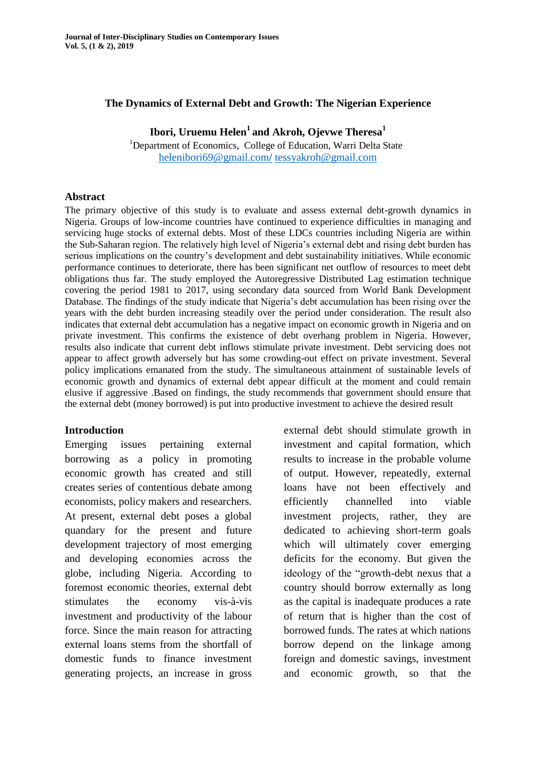# The Dynamics of External Debt and Growth: The Nigerian Experience

**Ibori, Uruemu Helen[1] and Akroh, Ojevwe Theresa[1]**

[1]Department of Economics, College of Education, Warri Delta State
helenibori69@gmail.com/ tessyakroh@gmail.com

## Abstract

The primary objective of this study is to evaluate and assess external debt-growth dynamics in Nigeria. Groups of low-income countries have continued to experience difficulties in managing and servicing huge stocks of external debts. Most of these LDCs countries including Nigeria are within the Sub-Saharan region. The relatively high level of Nigeria's external debt and rising debt burden has serious implications on the country's development and debt sustainability initiatives. While economic performance continues to deteriorate, there has been significant net outflow of resources to meet debt obligations thus far. The study employed the Autoregessive Distributed Lag estimation technique covering the period 1981 to 2017, using secondary data sourced from World Bank Development Database. The findings of the study indicate that Nigeria's debt accumulation has been rising over the years with the debt burden increasing steadily over the period under consideration. The result also indicates that external debt accumulation has a negative impact on economic growth in Nigeria and on private investment. This confirms the existence of debt overhang problem in Nigeria. However, results also indicate that current debt inflows stimulate private investment. Debt servicing does not appear to affect growth adversely but has some crowding-out effect on private investment. Several policy implications emanated from the study. The simultaneous attainment of sustainable levels of economic growth and dynamics of external debt appear difficult at the moment and could remain elusive if aggressive .Based on findings, the study recommends that government should ensure that the external debt (money borrowed) is put into productive investment to achieve the desired result

## Introduction

Emerging issues pertaining external borrowing as a policy in promoting economic growth has created and still creates series of contentious debate among economists, policy makers and researchers. At present, external debt poses a global quandary for the present and future development trajectory of most emerging and developing economies across the globe, including Nigeria. According to foremost economic theories, external debt stimulates the economy vis-à-vis investment and productivity of the labour force. Since the main reason for attracting external loans stems from the shortfall of domestic funds to finance investment generating projects, an increase in gross external debt should stimulate growth in investment and capital formation, which results to increase in the probable volume of output. However, repeatedly, external loans have not been effectively and efficiently channelled into viable investment projects, rather, they are dedicated to achieving short-term goals which will ultimately cover emerging deficits for the economy. But given the ideology of the "growth-debt nexus that a country should borrow externally as long as the capital is inadequate produces a rate of return that is higher than the cost of borrowed funds. The rates at which nations borrow depend on the linkage among foreign and domestic savings, investment and economic growth, so that the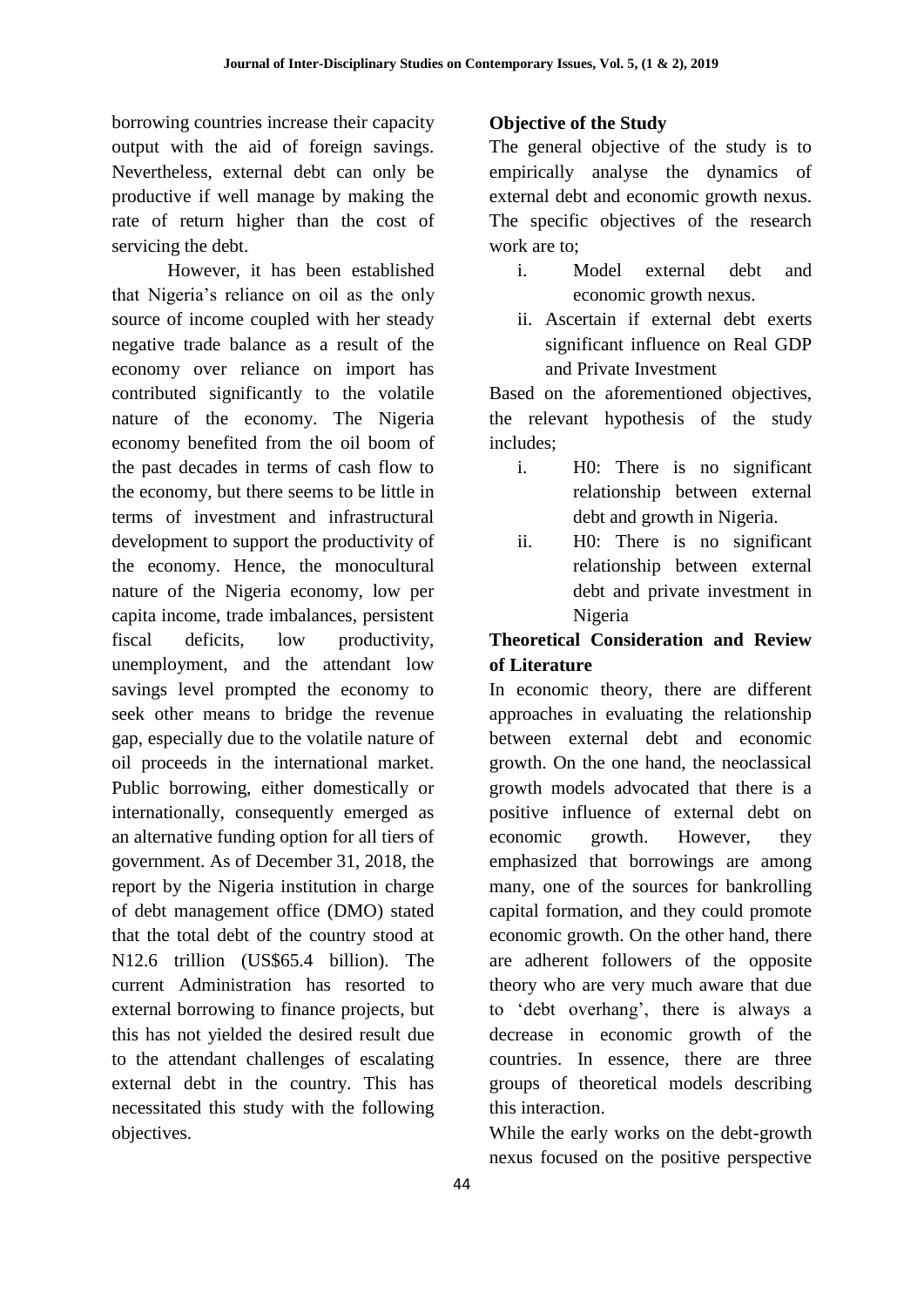borrowing countries increase their capacity output with the aid of foreign savings. Nevertheless, external debt can only be productive if well manage by making the rate of return higher than the cost of servicing the debt.

However, it has been established that Nigeria's reliance on oil as the only source of income coupled with her steady negative trade balance as a result of the economy over reliance on import has contributed significantly to the volatile nature of the economy. The Nigeria economy benefited from the oil boom of the past decades in terms of cash flow to the economy, but there seems to be little in terms of investment and infrastructural development to support the productivity of the economy. Hence, the monocultural nature of the Nigeria economy, low per capita income, trade imbalances, persistent fiscal deficits, low productivity, unemployment, and the attendant low savings level prompted the economy to seek other means to bridge the revenue gap, especially due to the volatile nature of oil proceeds in the international market. Public borrowing, either domestically or internationally, consequently emerged as an alternative funding option for all tiers of government. As of December 31, 2018, the report by the Nigeria institution in charge of debt management office (DMO) stated that the total debt of the country stood at N12.6 trillion (US$65.4 billion). The current Administration has resorted to external borrowing to finance projects, but this has not yielded the desired result due to the attendant challenges of escalating external debt in the country. This has necessitated this study with the following objectives.

**Objective of the Study**

The general objective of the study is to empirically analyse the dynamics of external debt and economic growth nexus. The specific objectives of the research work are to;

i. Model external debt and economic growth nexus.
ii. Ascertain if external debt exerts significant influence on Real GDP and Private Investment

Based on the aforementioned objectives, the relevant hypothesis of the study includes;

i. H0: There is no significant relationship between external debt and growth in Nigeria.
ii. H0: There is no significant relationship between external debt and private investment in Nigeria

**Theoretical Consideration and Review of Literature**

In economic theory, there are different approaches in evaluating the relationship between external debt and economic growth. On the one hand, the neoclassical growth models advocated that there is a positive influence of external debt on economic growth. However, they emphasized that borrowings are among many, one of the sources for bankrolling capital formation, and they could promote economic growth. On the other hand, there are adherent followers of the opposite theory who are very much aware that due to 'debt overhang', there is always a decrease in economic growth of the countries. In essence, there are three groups of theoretical models describing this interaction.

While the early works on the debt-growth nexus focused on the positive perspective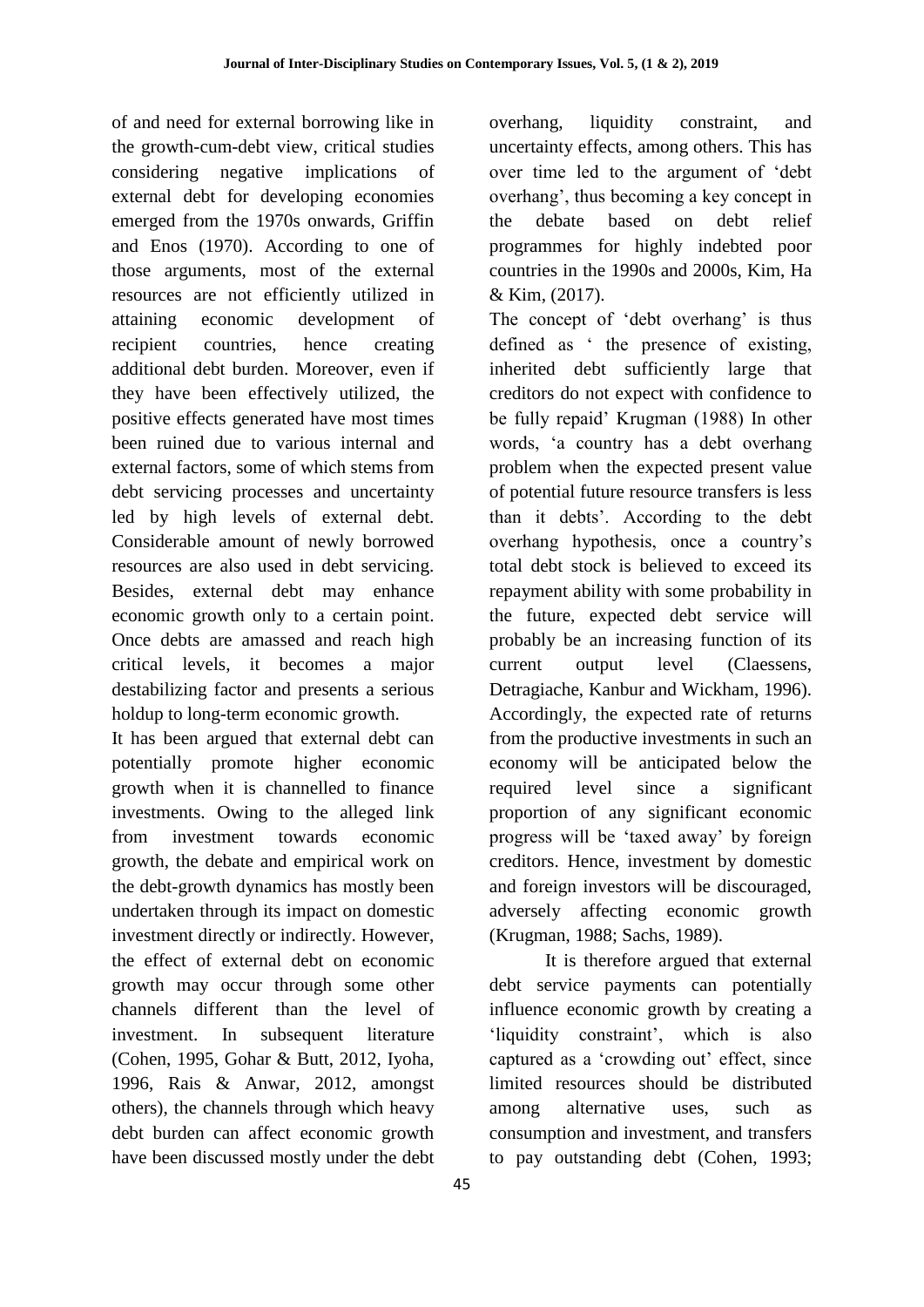of and need for external borrowing like in the growth-cum-debt view, critical studies considering negative implications of external debt for developing economies emerged from the 1970s onwards, Griffin and Enos (1970). According to one of those arguments, most of the external resources are not efficiently utilized in attaining economic development of recipient countries, hence creating additional debt burden. Moreover, even if they have been effectively utilized, the positive effects generated have most times been ruined due to various internal and external factors, some of which stems from debt servicing processes and uncertainty led by high levels of external debt. Considerable amount of newly borrowed resources are also used in debt servicing. Besides, external debt may enhance economic growth only to a certain point. Once debts are amassed and reach high critical levels, it becomes a major destabilizing factor and presents a serious holdup to long-term economic growth.

It has been argued that external debt can potentially promote higher economic growth when it is channelled to finance investments. Owing to the alleged link from investment towards economic growth, the debate and empirical work on the debt-growth dynamics has mostly been undertaken through its impact on domestic investment directly or indirectly. However, the effect of external debt on economic growth may occur through some other channels different than the level of investment. In subsequent literature (Cohen, 1995, Gohar & Butt, 2012, Iyoha, 1996, Rais & Anwar, 2012, amongst others), the channels through which heavy debt burden can affect economic growth have been discussed mostly under the debt overhang, liquidity constraint, and uncertainty effects, among others. This has over time led to the argument of 'debt overhang', thus becoming a key concept in the debate based on debt relief programmes for highly indebted poor countries in the 1990s and 2000s, Kim, Ha & Kim, (2017).

The concept of 'debt overhang' is thus defined as ' the presence of existing, inherited debt sufficiently large that creditors do not expect with confidence to be fully repaid' Krugman (1988) In other words, 'a country has a debt overhang problem when the expected present value of potential future resource transfers is less than it debts'. According to the debt overhang hypothesis, once a country's total debt stock is believed to exceed its repayment ability with some probability in the future, expected debt service will probably be an increasing function of its current output level (Claessens, Detragiache, Kanbur and Wickham, 1996). Accordingly, the expected rate of returns from the productive investments in such an economy will be anticipated below the required level since a significant proportion of any significant economic progress will be 'taxed away' by foreign creditors. Hence, investment by domestic and foreign investors will be discouraged, adversely affecting economic growth (Krugman, 1988; Sachs, 1989).

It is therefore argued that external debt service payments can potentially influence economic growth by creating a 'liquidity constraint', which is also captured as a 'crowding out' effect, since limited resources should be distributed among alternative uses, such as consumption and investment, and transfers to pay outstanding debt (Cohen, 1993;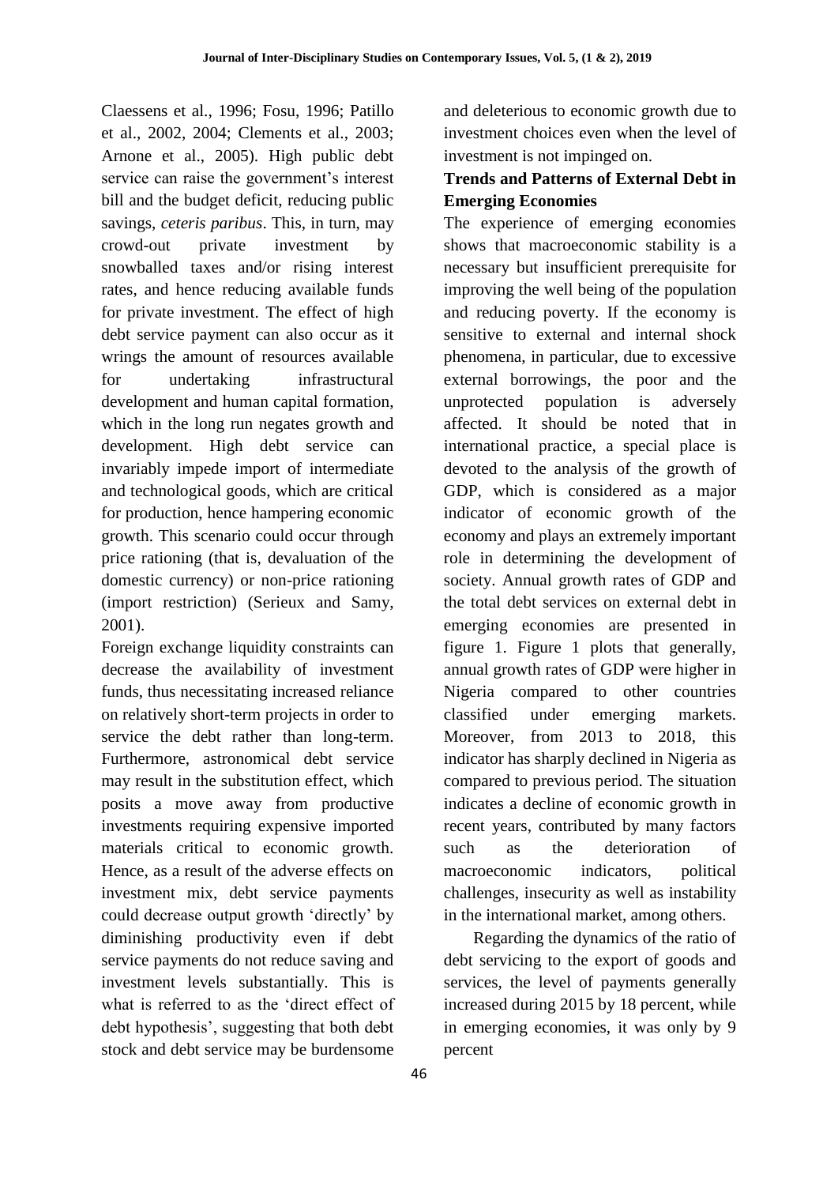Claessens et al., 1996; Fosu, 1996; Patillo et al., 2002, 2004; Clements et al., 2003; Arnone et al., 2005). High public debt service can raise the government's interest bill and the budget deficit, reducing public savings, *ceteris paribus*. This, in turn, may crowd-out private investment by snowballed taxes and/or rising interest rates, and hence reducing available funds for private investment. The effect of high debt service payment can also occur as it wrings the amount of resources available for undertaking infrastructural development and human capital formation, which in the long run negates growth and development. High debt service can invariably impede import of intermediate and technological goods, which are critical for production, hence hampering economic growth. This scenario could occur through price rationing (that is, devaluation of the domestic currency) or non-price rationing (import restriction) (Serieux and Samy, 2001).

Foreign exchange liquidity constraints can decrease the availability of investment funds, thus necessitating increased reliance on relatively short-term projects in order to service the debt rather than long-term. Furthermore, astronomical debt service may result in the substitution effect, which posits a move away from productive investments requiring expensive imported materials critical to economic growth. Hence, as a result of the adverse effects on investment mix, debt service payments could decrease output growth 'directly' by diminishing productivity even if debt service payments do not reduce saving and investment levels substantially. This is what is referred to as the 'direct effect of debt hypothesis', suggesting that both debt stock and debt service may be burdensome and deleterious to economic growth due to investment choices even when the level of investment is not impinged on.

**Trends and Patterns of External Debt in Emerging Economies**

The experience of emerging economies shows that macroeconomic stability is a necessary but insufficient prerequisite for improving the well being of the population and reducing poverty. If the economy is sensitive to external and internal shock phenomena, in particular, due to excessive external borrowings, the poor and the unprotected population is adversely affected. It should be noted that in international practice, a special place is devoted to the analysis of the growth of GDP, which is considered as a major indicator of economic growth of the economy and plays an extremely important role in determining the development of society. Annual growth rates of GDP and the total debt services on external debt in emerging economies are presented in figure 1. Figure 1 plots that generally, annual growth rates of GDP were higher in Nigeria compared to other countries classified under emerging markets. Moreover, from 2013 to 2018, this indicator has sharply declined in Nigeria as compared to previous period. The situation indicates a decline of economic growth in recent years, contributed by many factors such as the deterioration of macroeconomic indicators, political challenges, insecurity as well as instability in the international market, among others.

Regarding the dynamics of the ratio of debt servicing to the export of goods and services, the level of payments generally increased during 2015 by 18 percent, while in emerging economies, it was only by 9 percent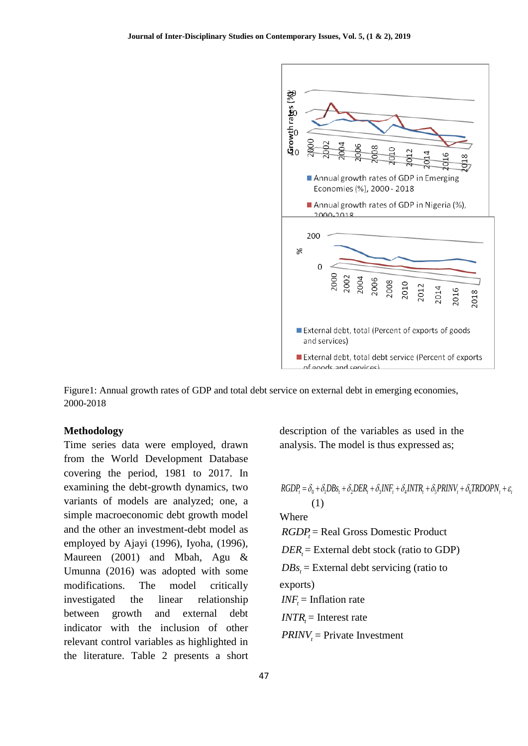Figure1: Annual growth rates of GDP and total debt service on external debt in emerging economies, 2000-2018

## Methodology

Time series data were employed, drawn from the World Development Database covering the period, 1981 to 2017. In examining the debt-growth dynamics, two variants of models are analyzed; one, a simple macroeconomic debt growth model and the other an investment-debt model as employed by Ajayi (1996), Iyoha, (1996), Maureen (2001) and Mbah, Agu & Umunna (2016) was adopted with some modifications. The model critically investigated the linear relationship between growth and external debt indicator with the inclusion of other relevant control variables as highlighted in the literature. Table 2 presents a short description of the variables as used in the analysis. The model is thus expressed as;

$$RGDP_t = \delta_0 + \delta_1 DBs_t + \delta_2 DER_t + \delta_3 INF_t + \delta_4 INTR_t + \delta_5 PRINV_t + \delta_6 TRDOPN_t + \varepsilon_t \quad (1)$$

Where

$RGDP_t$ = Real Gross Domestic Product

$DER_t$ = External debt stock (ratio to GDP)

$DBs_t$ = External debt servicing (ratio to exports)

$INF_t$ = Inflation rate

$INTR_t$ = Interest rate

$PRINV_t$ = Private Investment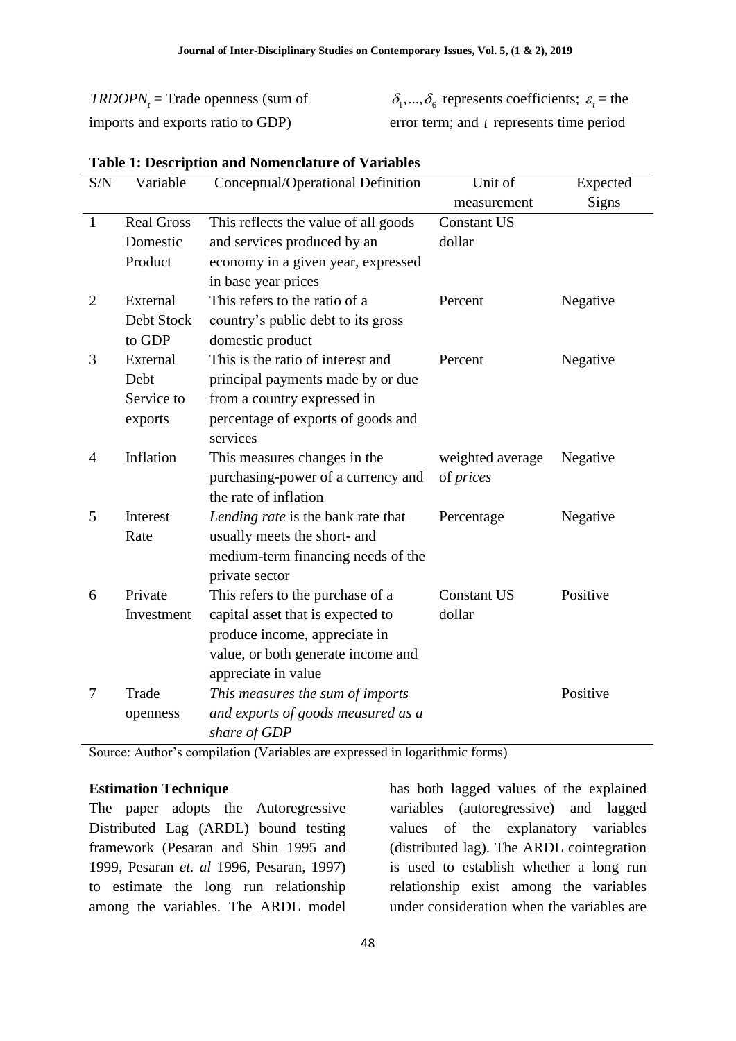$TRDOPN_t$ = Trade openness (sum of imports and exports ratio to GDP)

$\delta_1, ..., \delta_6$ represents coefficients; $\varepsilon_t$ = the error term; and $t$ represents time period

**Table 1: Description and Nomenclature of Variables**

| S/N | Variable | Conceptual/Operational Definition | Unit of measurement | Expected Signs |
|---|---|---|---|---|
| 1 | Real Gross Domestic Product | This reflects the value of all goods and services produced by an economy in a given year, expressed in base year prices | Constant US dollar | |
| 2 | External Debt Stock to GDP | This refers to the ratio of a country's public debt to its gross domestic product | Percent | Negative |
| 3 | External Debt Service to exports | This is the ratio of interest and principal payments made by or due from a country expressed in percentage of exports of goods and services | Percent | Negative |
| 4 | Inflation | This measures changes in the purchasing-power of a currency and the rate of inflation | weighted average of *prices* | Negative |
| 5 | Interest Rate | *Lending rate* is the bank rate that usually meets the short- and medium-term financing needs of the private sector | Percentage | Negative |
| 6 | Private Investment | This refers to the purchase of a capital asset that is expected to produce income, appreciate in value, or both generate income and appreciate in value | Constant US dollar | Positive |
| 7 | Trade openness | *This measures the sum of imports and exports of goods measured as a share of GDP* | | Positive |

Source: Author's compilation (Variables are expressed in logarithmic forms)

**Estimation Technique**

The paper adopts the Autoregressive Distributed Lag (ARDL) bound testing framework (Pesaran and Shin 1995 and 1999, Pesaran *et. al* 1996, Pesaran, 1997) to estimate the long run relationship among the variables. The ARDL model has both lagged values of the explained variables (autoregressive) and lagged values of the explanatory variables (distributed lag). The ARDL cointegration is used to establish whether a long run relationship exist among the variables under consideration when the variables are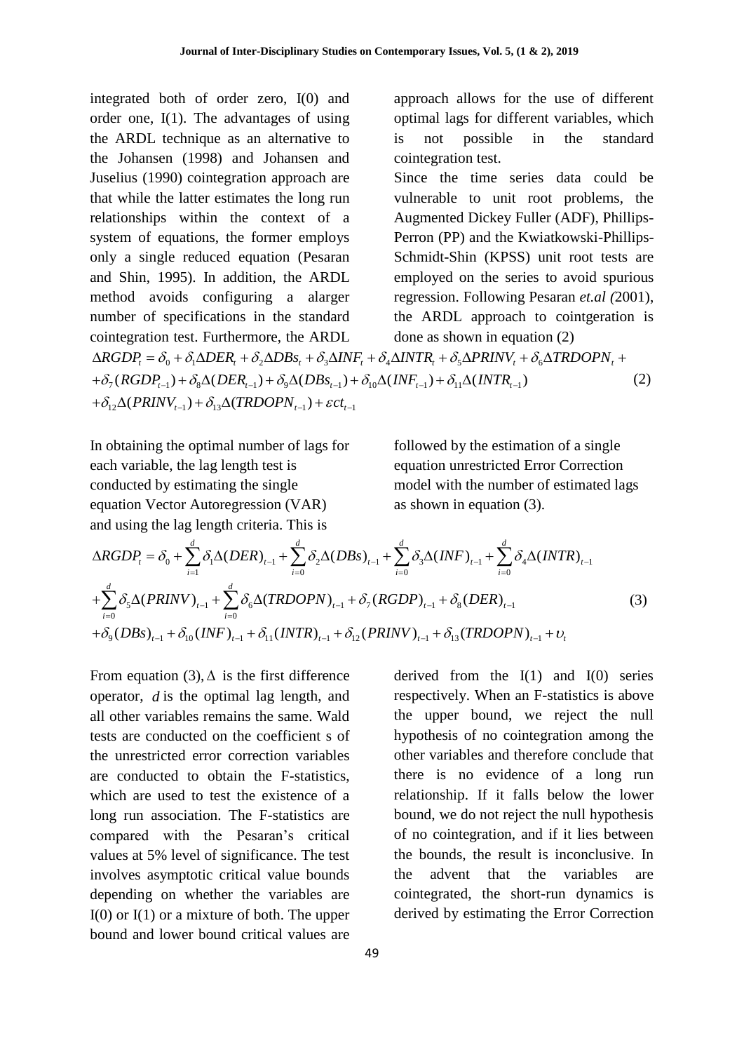integrated both of order zero, I(0) and order one, I(1). The advantages of using the ARDL technique as an alternative to the Johansen (1998) and Johansen and Juselius (1990) cointegration approach are that while the latter estimates the long run relationships within the context of a system of equations, the former employs only a single reduced equation (Pesaran and Shin, 1995). In addition, the ARDL method avoids configuring a alarger number of specifications in the standard cointegration test. Furthermore, the ARDL approach allows for the use of different optimal lags for different variables, which is not possible in the standard cointegration test.

Since the time series data could be vulnerable to unit root problems, the Augmented Dickey Fuller (ADF), Phillips-Perron (PP) and the Kwiatkowski-Phillips-Schmidt-Shin (KPSS) unit root tests are employed on the series to avoid spurious regression. Following Pesaran *et.al (*2001), the ARDL approach to cointgeration is done as shown in equation (2)

$$\begin{aligned}\Delta RGDP_t &= \delta_0 + \delta_1 \Delta DER_t + \delta_2 \Delta DBs_t + \delta_3 \Delta INF_t + \delta_4 \Delta INTR_t + \delta_5 \Delta PRINV_t + \delta_6 \Delta TRDOPN_t + \\ &+ \delta_7 (RGDP_{t-1}) + \delta_8 \Delta (DER_{t-1}) + \delta_9 \Delta (DBs_{t-1}) + \delta_{10} \Delta (INF_{t-1}) + \delta_{11} \Delta (INTR_{t-1}) \\ &+ \delta_{12} \Delta (PRINV_{t-1}) + \delta_{13} \Delta (TRDOPN_{t-1}) + \varepsilon ct_{t-1}\end{aligned} \tag{2}$$

In obtaining the optimal number of lags for each variable, the lag length test is conducted by estimating the single equation Vector Autoregression (VAR) and using the lag length criteria. This is followed by the estimation of a single equation unrestricted Error Correction model with the number of estimated lags as shown in equation (3).

$$\begin{aligned}\Delta RGDP_t &= \delta_0 + \sum_{i=1}^{d} \delta_1 \Delta (DER)_{t-1} + \sum_{i=0}^{d} \delta_2 \Delta (DBs)_{t-1} + \sum_{i=0}^{d} \delta_3 \Delta (INF)_{t-1} + \sum_{i=0}^{d} \delta_4 \Delta (INTR)_{t-1} \\ &+ \sum_{i=0}^{d} \delta_5 \Delta (PRINV)_{t-1} + \sum_{i=0}^{d} \delta_6 \Delta (TRDOPN)_{t-1} + \delta_7 (RGDP)_{t-1} + \delta_8 (DER)_{t-1} \\ &+ \delta_9 (DBs)_{t-1} + \delta_{10} (INF)_{t-1} + \delta_{11} (INTR)_{t-1} + \delta_{12} (PRINV)_{t-1} + \delta_{13} (TRDOPN)_{t-1} + \upsilon_t\end{aligned} \tag{3}$$

From equation (3), $\Delta$ is the first difference operator, $d$ is the optimal lag length, and all other variables remains the same. Wald tests are conducted on the coefficient s of the unrestricted error correction variables are conducted to obtain the F-statistics, which are used to test the existence of a long run association. The F-statistics are compared with the Pesaran's critical values at 5% level of significance. The test involves asymptotic critical value bounds depending on whether the variables are I(0) or I(1) or a mixture of both. The upper bound and lower bound critical values are derived from the I(1) and I(0) series respectively. When an F-statistics is above the upper bound, we reject the null hypothesis of no cointegration among the other variables and therefore conclude that there is no evidence of a long run relationship. If it falls below the lower bound, we do not reject the null hypothesis of no cointegration, and if it lies between the bounds, the result is inconclusive. In the advent that the variables are cointegrated, the short-run dynamics is derived by estimating the Error Correction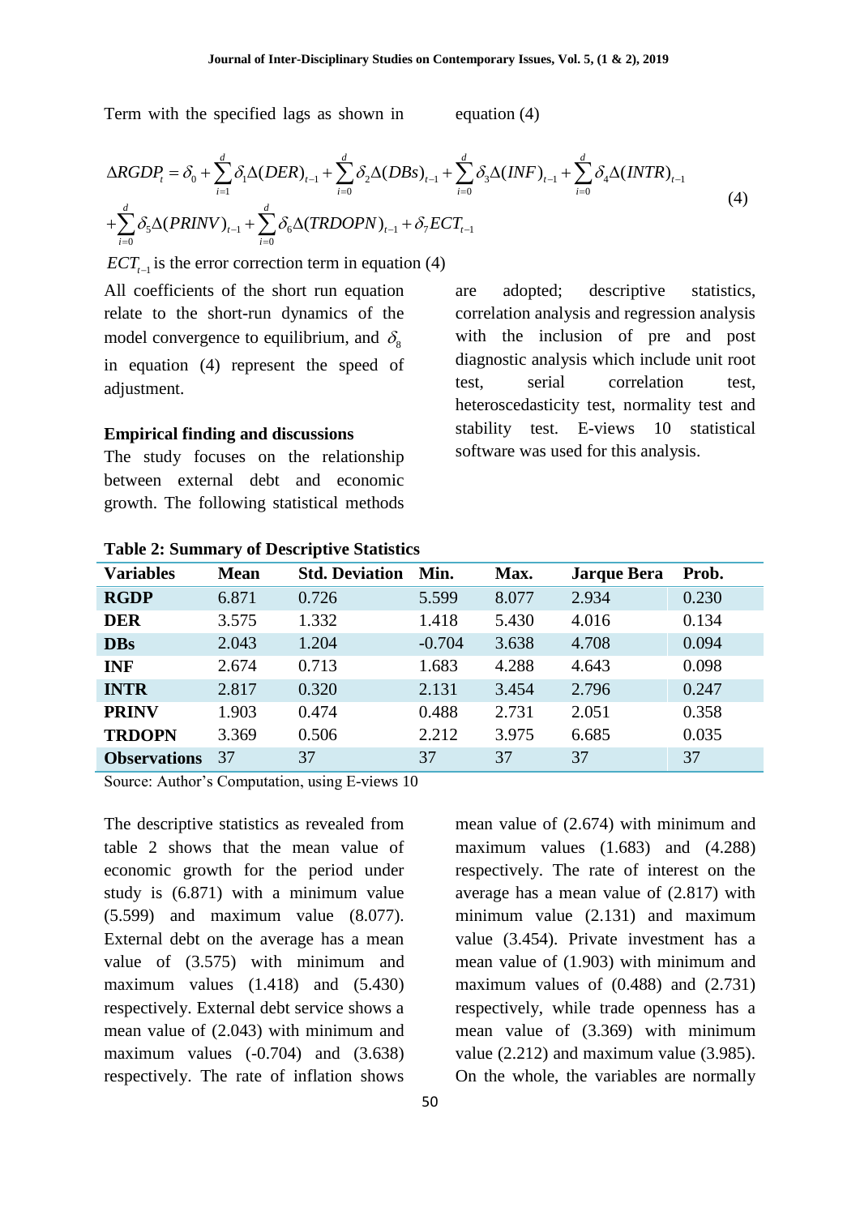Term with the specified lags as shown in equation (4)

$$\Delta RGDP_t = \delta_0 + \sum_{i=1}^{d} \delta_1 \Delta(DER)_{t-1} + \sum_{i=0}^{d} \delta_2 \Delta(DBs)_{t-1} + \sum_{i=0}^{d} \delta_3 \Delta(INF)_{t-1} + \sum_{i=0}^{d} \delta_4 \Delta(INTR)_{t-1} + \sum_{i=0}^{d} \delta_5 \Delta(PRINV)_{t-1} + \sum_{i=0}^{d} \delta_6 \Delta(TRDOPN)_{t-1} + \delta_7 ECT_{t-1} \quad (4)$$

$ECT_{t-1}$ is the error correction term in equation (4)

All coefficients of the short run equation relate to the short-run dynamics of the model convergence to equilibrium, and $\delta_8$ in equation (4) represent the speed of adjustment.

### Empirical finding and discussions

The study focuses on the relationship between external debt and economic growth. The following statistical methods are adopted; descriptive statistics, correlation analysis and regression analysis with the inclusion of pre and post diagnostic analysis which include unit root test, serial correlation test, heteroscedasticity test, normality test and stability test. E-views 10 statistical software was used for this analysis.

**Table 2: Summary of Descriptive Statistics**

| Variables | Mean | Std. Deviation | Min. | Max. | Jarque Bera | Prob. |
|---|---|---|---|---|---|---|
| **RGDP** | 6.871 | 0.726 | 5.599 | 8.077 | 2.934 | 0.230 |
| **DER** | 3.575 | 1.332 | 1.418 | 5.430 | 4.016 | 0.134 |
| **DBs** | 2.043 | 1.204 | -0.704 | 3.638 | 4.708 | 0.094 |
| **INF** | 2.674 | 0.713 | 1.683 | 4.288 | 4.643 | 0.098 |
| **INTR** | 2.817 | 0.320 | 2.131 | 3.454 | 2.796 | 0.247 |
| **PRINV** | 1.903 | 0.474 | 0.488 | 2.731 | 2.051 | 0.358 |
| **TRDOPN** | 3.369 | 0.506 | 2.212 | 3.975 | 6.685 | 0.035 |
| **Observations** | 37 | 37 | 37 | 37 | 37 | 37 |

Source: Author's Computation, using E-views 10

The descriptive statistics as revealed from table 2 shows that the mean value of economic growth for the period under study is (6.871) with a minimum value (5.599) and maximum value (8.077). External debt on the average has a mean value of (3.575) with minimum and maximum values (1.418) and (5.430) respectively. External debt service shows a mean value of (2.043) with minimum and maximum values (-0.704) and (3.638) respectively. The rate of inflation shows mean value of (2.674) with minimum and maximum values (1.683) and (4.288) respectively. The rate of interest on the average has a mean value of (2.817) with minimum value (2.131) and maximum value (3.454). Private investment has a mean value of (1.903) with minimum and maximum values of (0.488) and (2.731) respectively, while trade openness has a mean value of (3.369) with minimum value (2.212) and maximum value (3.985). On the whole, the variables are normally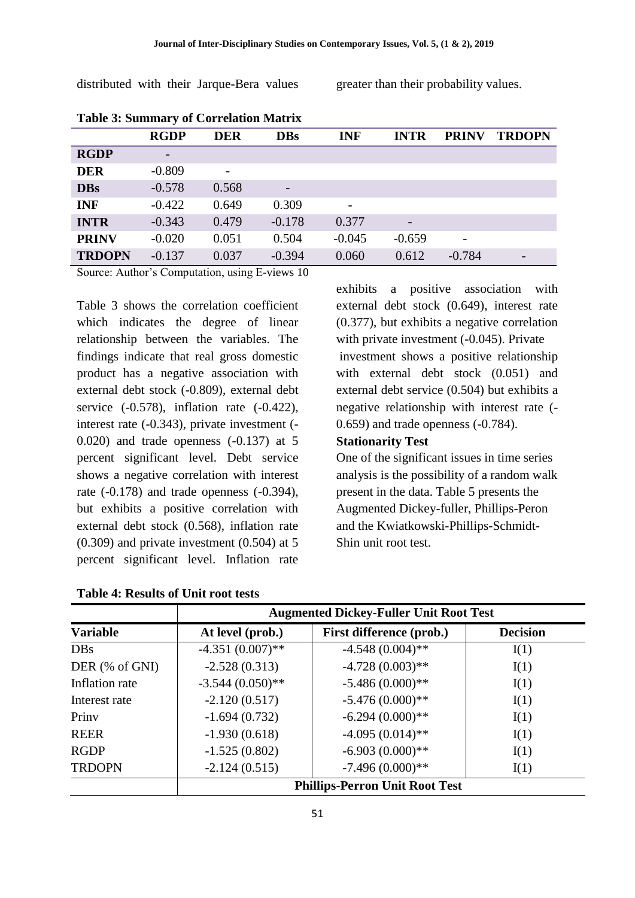distributed with their Jarque-Bera values greater than their probability values.

**Table 3: Summary of Correlation Matrix**

| | RGDP | DER | DBs | INF | INTR | PRINV | TRDOPN |
|---|---|---|---|---|---|---|---|
| **RGDP** | - | | | | | | |
| **DER** | -0.809 | - | | | | | |
| **DBs** | -0.578 | 0.568 | - | | | | |
| **INF** | -0.422 | 0.649 | 0.309 | - | | | |
| **INTR** | -0.343 | 0.479 | -0.178 | 0.377 | - | | |
| **PRINV** | -0.020 | 0.051 | 0.504 | -0.045 | -0.659 | - | |
| **TRDOPN** | -0.137 | 0.037 | -0.394 | 0.060 | 0.612 | -0.784 | - |

Source: Author's Computation, using E-views 10

Table 3 shows the correlation coefficient which indicates the degree of linear relationship between the variables. The findings indicate that real gross domestic product has a negative association with external debt stock (-0.809), external debt service (-0.578), inflation rate (-0.422), interest rate (-0.343), private investment (-0.020) and trade openness (-0.137) at 5 percent significant level. Debt service shows a negative correlation with interest rate (-0.178) and trade openness (-0.394), but exhibits a positive correlation with external debt stock (0.568), inflation rate (0.309) and private investment (0.504) at 5 percent significant level. Inflation rate exhibits a positive association with external debt stock (0.649), interest rate (0.377), but exhibits a negative correlation with private investment (-0.045). Private investment shows a positive relationship with external debt stock (0.051) and external debt service (0.504) but exhibits a negative relationship with interest rate (-0.659) and trade openness (-0.784).

**Stationarity Test**

One of the significant issues in time series analysis is the possibility of a random walk present in the data. Table 5 presents the Augmented Dickey-fuller, Phillips-Peron and the Kwiatkowski-Phillips-Schmidt-Shin unit root test.

**Table 4: Results of Unit root tests**

| | Augmented Dickey-Fuller Unit Root Test | | |
|---|---|---|---|
| **Variable** | **At level (prob.)** | **First difference (prob.)** | **Decision** |
| DBs | -4.351 (0.007)** | -4.548 (0.004)** | I(1) |
| DER (% of GNI) | -2.528 (0.313) | -4.728 (0.003)** | I(1) |
| Inflation rate | -3.544 (0.050)** | -5.486 (0.000)** | I(1) |
| Interest rate | -2.120 (0.517) | -5.476 (0.000)** | I(1) |
| Prinv | -1.694 (0.732) | -6.294 (0.000)** | I(1) |
| REER | -1.930 (0.618) | -4.095 (0.014)** | I(1) |
| RGDP | -1.525 (0.802) | -6.903 (0.000)** | I(1) |
| TRDOPN | -2.124 (0.515) | -7.496 (0.000)** | I(1) |
| | **Phillips-Perron Unit Root Test** | | |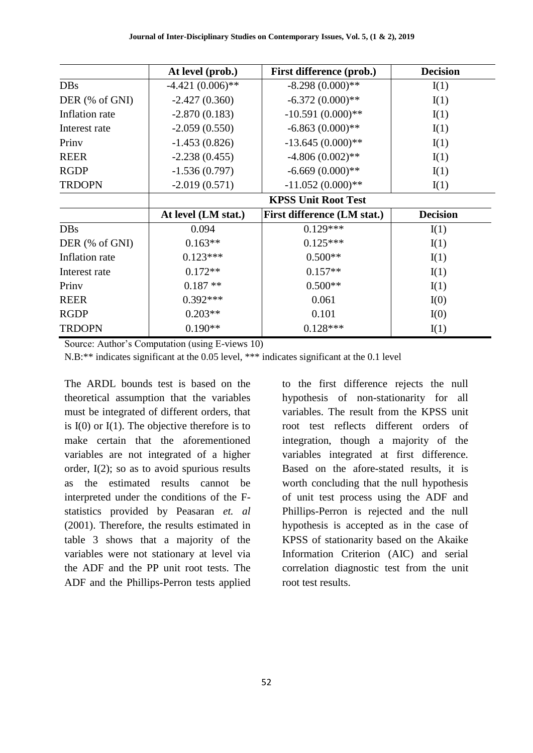| | At level (prob.) | First difference (prob.) | Decision |
|---|---|---|---|
| DBs | -4.421 (0.006)** | -8.298 (0.000)** | I(1) |
| DER (% of GNI) | -2.427 (0.360) | -6.372 (0.000)** | I(1) |
| Inflation rate | -2.870 (0.183) | -10.591 (0.000)** | I(1) |
| Interest rate | -2.059 (0.550) | -6.863 (0.000)** | I(1) |
| Prinv | -1.453 (0.826) | -13.645 (0.000)** | I(1) |
| REER | -2.238 (0.455) | -4.806 (0.002)** | I(1) |
| RGDP | -1.536 (0.797) | -6.669 (0.000)** | I(1) |
| TRDOPN | -2.019 (0.571) | -11.052 (0.000)** | I(1) |
| | **KPSS Unit Root Test** | | |
| | **At level (LM stat.)** | **First difference (LM stat.)** | **Decision** |
| DBs | 0.094 | 0.129*** | I(1) |
| DER (% of GNI) | 0.163** | 0.125*** | I(1) |
| Inflation rate | 0.123*** | 0.500** | I(1) |
| Interest rate | 0.172** | 0.157** | I(1) |
| Prinv | 0.187 ** | 0.500** | I(1) |
| REER | 0.392*** | 0.061 | I(0) |
| RGDP | 0.203** | 0.101 | I(0) |
| TRDOPN | 0.190** | 0.128*** | I(1) |

Source: Author's Computation (using E-views 10)

N.B:** indicates significant at the 0.05 level, *** indicates significant at the 0.1 level

The ARDL bounds test is based on the theoretical assumption that the variables must be integrated of different orders, that is I(0) or I(1). The objective therefore is to make certain that the aforementioned variables are not integrated of a higher order, I(2); so as to avoid spurious results as the estimated results cannot be interpreted under the conditions of the F-statistics provided by Peasaran *et. al* (2001). Therefore, the results estimated in table 3 shows that a majority of the variables were not stationary at level via the ADF and the PP unit root tests. The ADF and the Phillips-Perron tests applied to the first difference rejects the null hypothesis of non-stationarity for all variables. The result from the KPSS unit root test reflects different orders of integration, though a majority of the variables integrated at first difference. Based on the afore-stated results, it is worth concluding that the null hypothesis of unit test process using the ADF and Phillips-Perron is rejected and the null hypothesis is accepted as in the case of KPSS of stationarity based on the Akaike Information Criterion (AIC) and serial correlation diagnostic test from the unit root test results.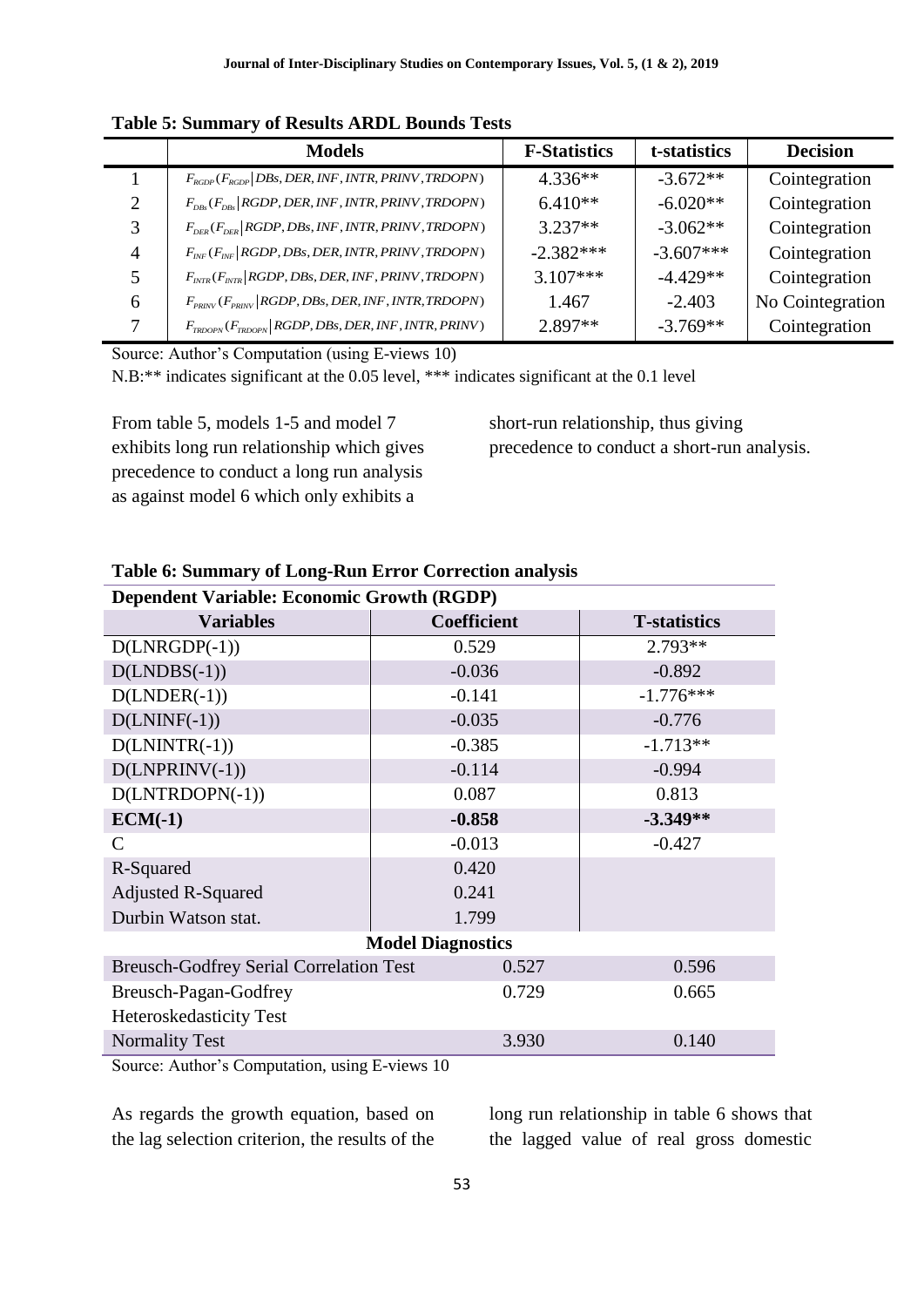**Table 5: Summary of Results ARDL Bounds Tests**

| | Models | F-Statistics | t-statistics | Decision |
|---|---|---|---|---|
| 1 | $F_{RGDP}(F_{RGDP} \| DBs, DER, INF, INTR, PRINV, TRDOPN)$ | 4.336** | -3.672** | Cointegration |
| 2 | $F_{DBs}(F_{DBs} \| RGDP, DER, INF, INTR, PRINV, TRDOPN)$ | 6.410** | -6.020** | Cointegration |
| 3 | $F_{DER}(F_{DER} \| RGDP, DBs, INF, INTR, PRINV, TRDOPN)$ | 3.237** | -3.062** | Cointegration |
| 4 | $F_{INF}(F_{INF} \| RGDP, DBs, DER, INTR, PRINV, TRDOPN)$ | -2.382*** | -3.607*** | Cointegration |
| 5 | $F_{INTR}(F_{INTR} \| RGDP, DBs, DER, INF, PRINV, TRDOPN)$ | 3.107*** | -4.429** | Cointegration |
| 6 | $F_{PRINV}(F_{PRINV} \| RGDP, DBs, DER, INF, INTR, TRDOPN)$ | 1.467 | -2.403 | No Cointegration |
| 7 | $F_{TRDOPN}(F_{TRDOPN} \| RGDP, DBs, DER, INF, INTR, PRINV)$ | 2.897** | -3.769** | Cointegration |

Source: Author's Computation (using E-views 10)

N.B:** indicates significant at the 0.05 level, *** indicates significant at the 0.1 level

From table 5, models 1-5 and model 7 exhibits long run relationship which gives precedence to conduct a long run analysis as against model 6 which only exhibits a short-run relationship, thus giving precedence to conduct a short-run analysis.

**Table 6: Summary of Long-Run Error Correction analysis**

| Dependent Variable: Economic Growth (RGDP) | | |
|---|---|---|
| **Variables** | **Coefficient** | **T-statistics** |
| D(LNRGDP(-1)) | 0.529 | 2.793** |
| D(LNDBS(-1)) | -0.036 | -0.892 |
| D(LNDER(-1)) | -0.141 | -1.776*** |
| D(LNINF(-1)) | -0.035 | -0.776 |
| D(LNINTR(-1)) | -0.385 | -1.713** |
| D(LNPRINV(-1)) | -0.114 | -0.994 |
| D(LNTRDOPN(-1)) | 0.087 | 0.813 |
| **ECM(-1)** | **-0.858** | **-3.349**** |
| C | -0.013 | -0.427 |
| R-Squared | 0.420 | |
| Adjusted R-Squared | 0.241 | |
| Durbin Watson stat. | 1.799 | |
| **Model Diagnostics** | | |
| Breusch-Godfrey Serial Correlation Test | 0.527 | 0.596 |
| Breusch-Pagan-Godfrey Heteroskedasticity Test | 0.729 | 0.665 |
| Normality Test | 3.930 | 0.140 |

Source: Author's Computation, using E-views 10

As regards the growth equation, based on the lag selection criterion, the results of the long run relationship in table 6 shows that the lagged value of real gross domestic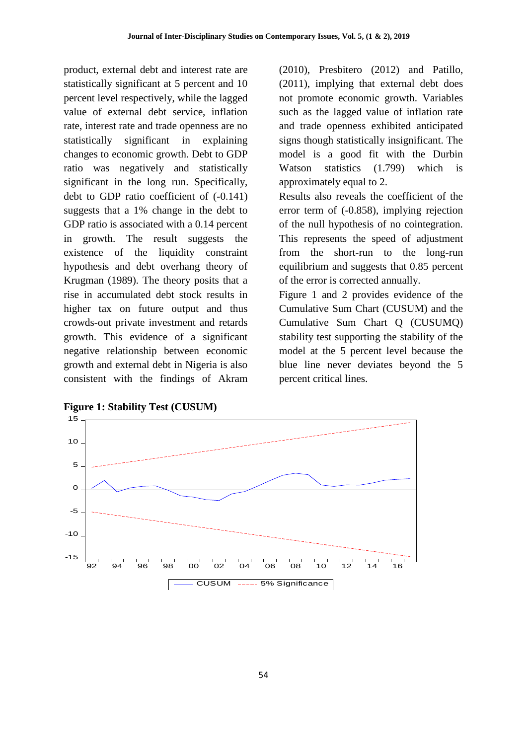product, external debt and interest rate are statistically significant at 5 percent and 10 percent level respectively, while the lagged value of external debt service, inflation rate, interest rate and trade openness are no statistically significant in explaining changes to economic growth. Debt to GDP ratio was negatively and statistically significant in the long run. Specifically, debt to GDP ratio coefficient of (-0.141) suggests that a 1% change in the debt to GDP ratio is associated with a 0.14 percent in growth. The result suggests the existence of the liquidity constraint hypothesis and debt overhang theory of Krugman (1989). The theory posits that a rise in accumulated debt stock results in higher tax on future output and thus crowds-out private investment and retards growth. This evidence of a significant negative relationship between economic growth and external debt in Nigeria is also consistent with the findings of Akram (2010), Presbitero (2012) and Patillo, (2011), implying that external debt does not promote economic growth. Variables such as the lagged value of inflation rate and trade openness exhibited anticipated signs though statistically insignificant. The model is a good fit with the Durbin Watson statistics (1.799) which is approximately equal to 2.

Results also reveals the coefficient of the error term of (-0.858), implying rejection of the null hypothesis of no cointegration. This represents the speed of adjustment from the short-run to the long-run equilibrium and suggests that 0.85 percent of the error is corrected annually.

Figure 1 and 2 provides evidence of the Cumulative Sum Chart (CUSUM) and the Cumulative Sum Chart Q (CUSUMQ) stability test supporting the stability of the model at the 5 percent level because the blue line never deviates beyond the 5 percent critical lines.

**Figure 1: Stability Test (CUSUM)**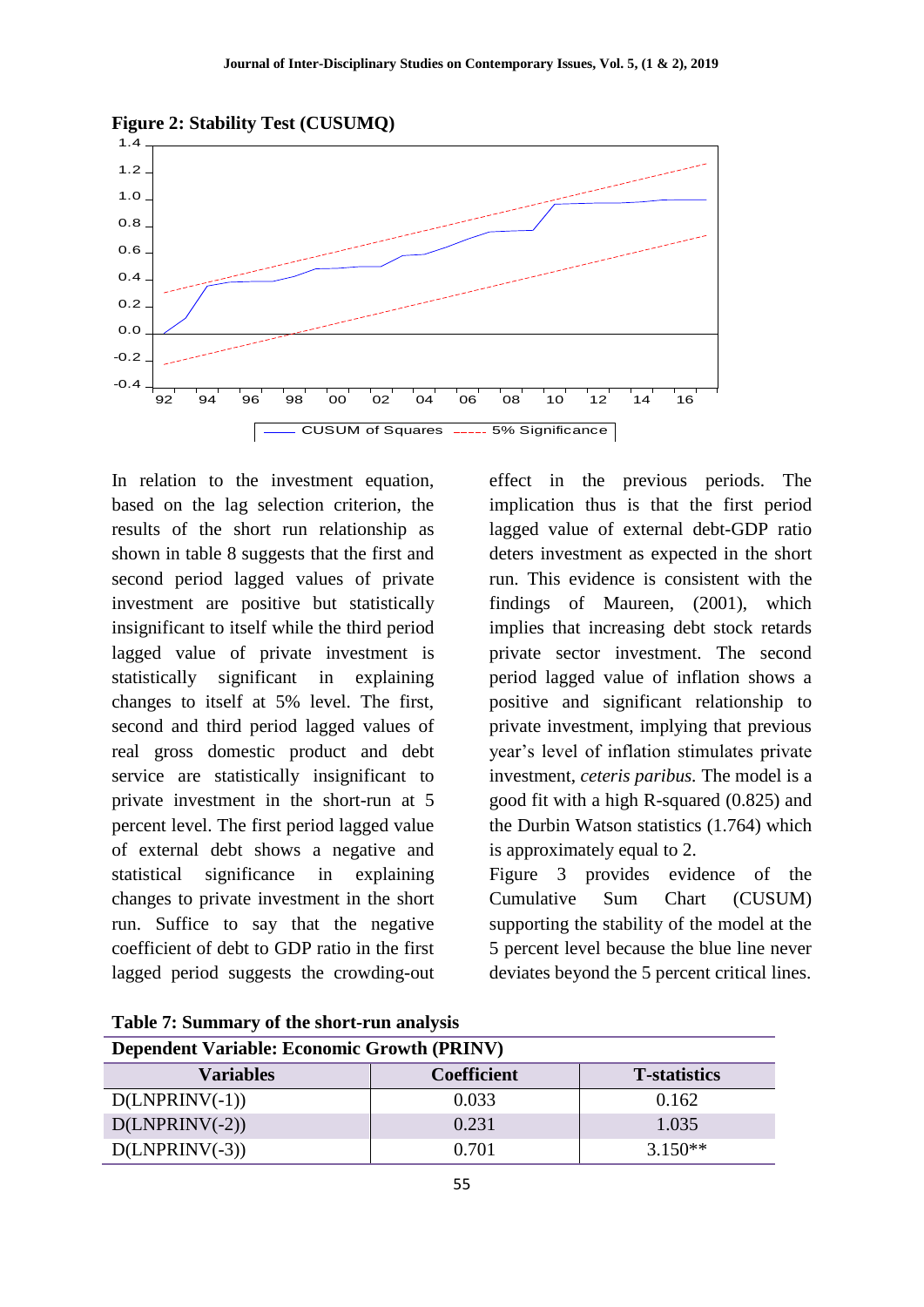**Figure 2: Stability Test (CUSUMQ)**

In relation to the investment equation, based on the lag selection criterion, the results of the short run relationship as shown in table 8 suggests that the first and second period lagged values of private investment are positive but statistically insignificant to itself while the third period lagged value of private investment is statistically significant in explaining changes to itself at 5% level. The first, second and third period lagged values of real gross domestic product and debt service are statistically insignificant to private investment in the short-run at 5 percent level. The first period lagged value of external debt shows a negative and statistical significance in explaining changes to private investment in the short run. Suffice to say that the negative coefficient of debt to GDP ratio in the first lagged period suggests the crowding-out effect in the previous periods. The implication thus is that the first period lagged value of external debt-GDP ratio deters investment as expected in the short run. This evidence is consistent with the findings of Maureen, (2001), which implies that increasing debt stock retards private sector investment. The second period lagged value of inflation shows a positive and significant relationship to private investment, implying that previous year's level of inflation stimulates private investment, *ceteris paribus*. The model is a good fit with a high R-squared (0.825) and the Durbin Watson statistics (1.764) which is approximately equal to 2.

Figure 3 provides evidence of the Cumulative Sum Chart (CUSUM) supporting the stability of the model at the 5 percent level because the blue line never deviates beyond the 5 percent critical lines.

**Table 7: Summary of the short-run analysis**

| Dependent Variable: Economic Growth (PRINV) | | |
|---|---|---|
| **Variables** | **Coefficient** | **T-statistics** |
| D(LNPRINV(-1)) | 0.033 | 0.162 |
| D(LNPRINV(-2)) | 0.231 | 1.035 |
| D(LNPRINV(-3)) | 0.701 | 3.150** |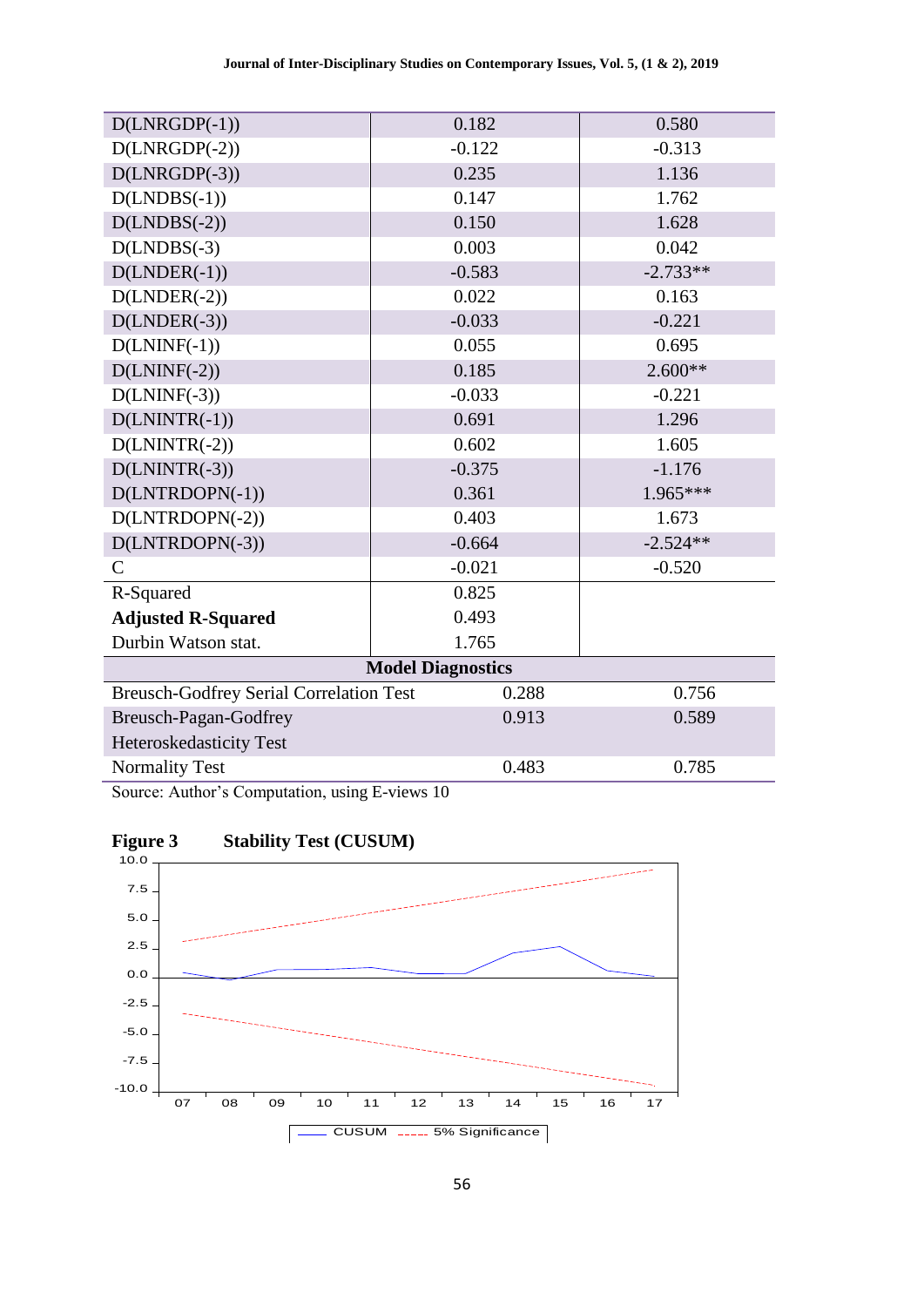| | | |
|---|---|---|
| D(LNRGDP(-1)) | 0.182 | 0.580 |
| D(LNRGDP(-2)) | -0.122 | -0.313 |
| D(LNRGDP(-3)) | 0.235 | 1.136 |
| D(LNDBS(-1)) | 0.147 | 1.762 |
| D(LNDBS(-2)) | 0.150 | 1.628 |
| D(LNDBS(-3) | 0.003 | 0.042 |
| D(LNDER(-1)) | -0.583 | -2.733** |
| D(LNDER(-2)) | 0.022 | 0.163 |
| D(LNDER(-3)) | -0.033 | -0.221 |
| D(LNINF(-1)) | 0.055 | 0.695 |
| D(LNINF(-2)) | 0.185 | 2.600** |
| D(LNINF(-3)) | -0.033 | -0.221 |
| D(LNINTR(-1)) | 0.691 | 1.296 |
| D(LNINTR(-2)) | 0.602 | 1.605 |
| D(LNINTR(-3)) | -0.375 | -1.176 |
| D(LNTRDOPN(-1)) | 0.361 | 1.965*** |
| D(LNTRDOPN(-2)) | 0.403 | 1.673 |
| D(LNTRDOPN(-3)) | -0.664 | -2.524** |
| C | -0.021 | -0.520 |
| R-Squared | 0.825 | |
| **Adjusted R-Squared** | 0.493 | |
| Durbin Watson stat. | 1.765 | |
| **Model Diagnostics** | | |
| Breusch-Godfrey Serial Correlation Test | 0.288 | 0.756 |
| Breusch-Pagan-Godfrey Heteroskedasticity Test | 0.913 | 0.589 |
| Normality Test | 0.483 | 0.785 |

Source: Author's Computation, using E-views 10

**Figure 3 Stability Test (CUSUM)**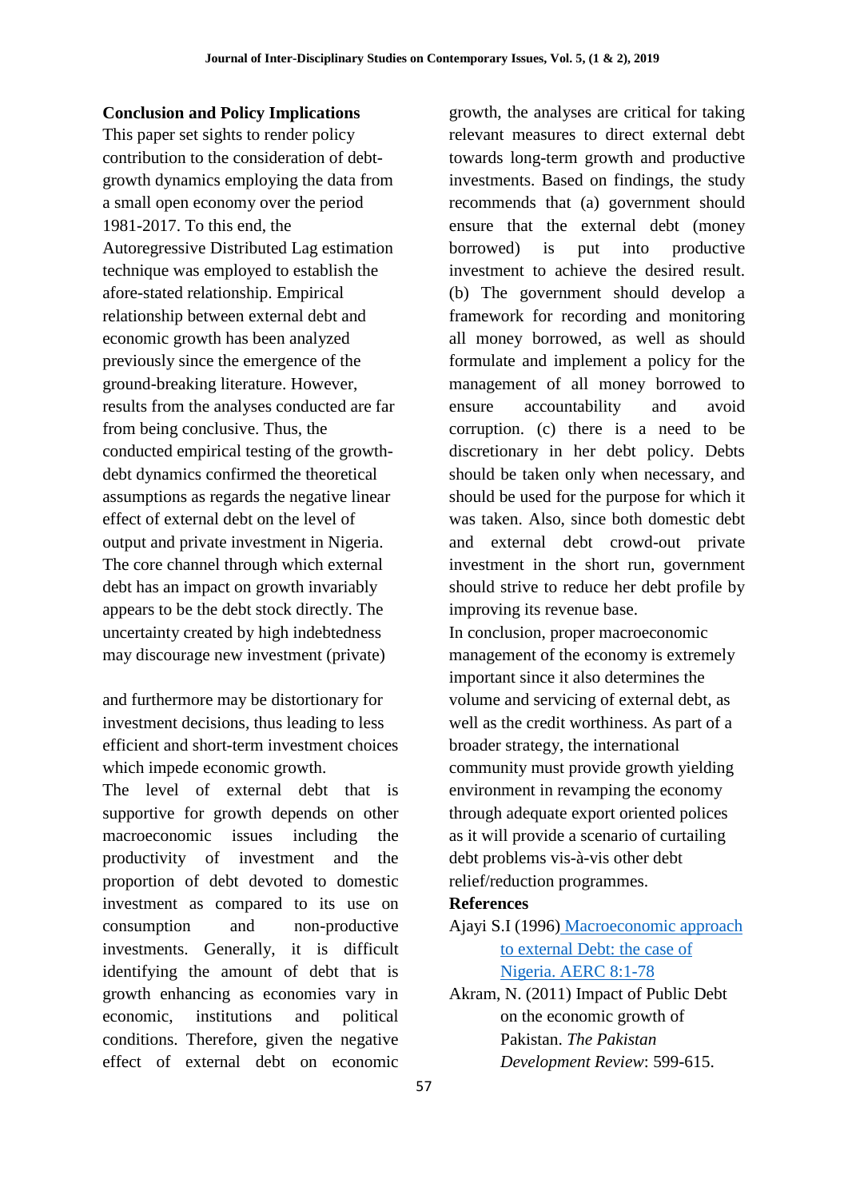## Conclusion and Policy Implications

This paper set sights to render policy contribution to the consideration of debt-growth dynamics employing the data from a small open economy over the period 1981-2017. To this end, the Autoregressive Distributed Lag estimation technique was employed to establish the afore-stated relationship. Empirical relationship between external debt and economic growth has been analyzed previously since the emergence of the ground-breaking literature. However, results from the analyses conducted are far from being conclusive. Thus, the conducted empirical testing of the growth-debt dynamics confirmed the theoretical assumptions as regards the negative linear effect of external debt on the level of output and private investment in Nigeria. The core channel through which external debt has an impact on growth invariably appears to be the debt stock directly. The uncertainty created by high indebtedness may discourage new investment (private) and furthermore may be distortionary for investment decisions, thus leading to less efficient and short-term investment choices which impede economic growth.

The level of external debt that is supportive for growth depends on other macroeconomic issues including the productivity of investment and the proportion of debt devoted to domestic investment as compared to its use on consumption and non-productive investments. Generally, it is difficult identifying the amount of debt that is growth enhancing as economies vary in economic, institutions and political conditions. Therefore, given the negative effect of external debt on economic growth, the analyses are critical for taking relevant measures to direct external debt towards long-term growth and productive investments. Based on findings, the study recommends that (a) government should ensure that the external debt (money borrowed) is put into productive investment to achieve the desired result. (b) The government should develop a framework for recording and monitoring all money borrowed, as well as should formulate and implement a policy for the management of all money borrowed to ensure accountability and avoid corruption. (c) there is a need to be discretionary in her debt policy. Debts should be taken only when necessary, and should be used for the purpose for which it was taken. Also, since both domestic debt and external debt crowd-out private investment in the short run, government should strive to reduce her debt profile by improving its revenue base.

In conclusion, proper macroeconomic management of the economy is extremely important since it also determines the volume and servicing of external debt, as well as the credit worthiness. As part of a broader strategy, the international community must provide growth yielding environment in revamping the economy through adequate export oriented polices as it will provide a scenario of curtailing debt problems vis-à-vis other debt relief/reduction programmes.

## References

Ajayi S.I (1996) Macroeconomic approach to external Debt: the case of Nigeria. AERC 8:1-78

Akram, N. (2011) Impact of Public Debt on the economic growth of Pakistan. *The Pakistan Development Review*: 599-615.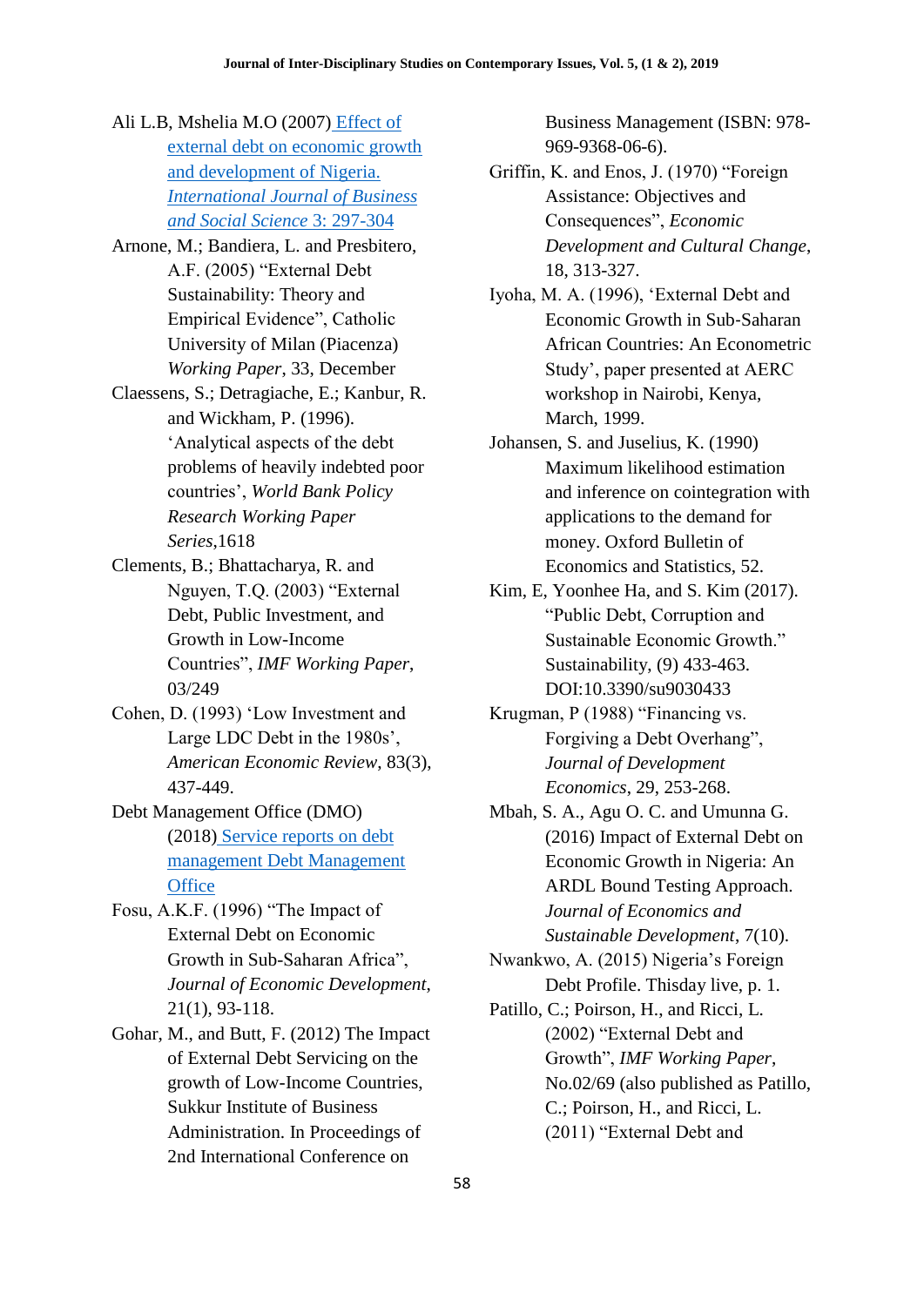Ali L.B, Mshelia M.O (2007) Effect of external debt on economic growth and development of Nigeria. *International Journal of Business and Social Science* 3: 297-304

Arnone, M.; Bandiera, L. and Presbitero, A.F. (2005) "External Debt Sustainability: Theory and Empirical Evidence", Catholic University of Milan (Piacenza) *Working Paper*, 33, December

Claessens, S.; Detragiache, E.; Kanbur, R. and Wickham, P. (1996). 'Analytical aspects of the debt problems of heavily indebted poor countries', *World Bank Policy Research Working Paper Series*,1618

Clements, B.; Bhattacharya, R. and Nguyen, T.Q. (2003) "External Debt, Public Investment, and Growth in Low-Income Countries", *IMF Working Paper*, 03/249

Cohen, D. (1993) 'Low Investment and Large LDC Debt in the 1980s', *American Economic Review*, 83(3), 437-449.

Debt Management Office (DMO) (2018) Service reports on debt management Debt Management Office

Fosu, A.K.F. (1996) "The Impact of External Debt on Economic Growth in Sub-Saharan Africa", *Journal of Economic Development*, 21(1), 93-118.

Gohar, M., and Butt, F. (2012) The Impact of External Debt Servicing on the growth of Low-Income Countries, Sukkur Institute of Business Administration. In Proceedings of 2nd International Conference on Business Management (ISBN: 978-969-9368-06-6).

Griffin, K. and Enos, J. (1970) "Foreign Assistance: Objectives and Consequences", *Economic Development and Cultural Change*, 18, 313-327.

Iyoha, M. A. (1996), 'External Debt and Economic Growth in Sub-Saharan African Countries: An Econometric Study', paper presented at AERC workshop in Nairobi, Kenya, March, 1999.

Johansen, S. and Juselius, K. (1990) Maximum likelihood estimation and inference on cointegration with applications to the demand for money. Oxford Bulletin of Economics and Statistics, 52.

Kim, E, Yoonhee Ha, and S. Kim (2017). "Public Debt, Corruption and Sustainable Economic Growth." Sustainability, (9) 433-463. DOI:10.3390/su9030433

Krugman, P (1988) "Financing vs. Forgiving a Debt Overhang", *Journal of Development Economics*, 29, 253-268.

Mbah, S. A., Agu O. C. and Umunna G. (2016) Impact of External Debt on Economic Growth in Nigeria: An ARDL Bound Testing Approach. *Journal of Economics and Sustainable Development*, 7(10).

Nwankwo, A. (2015) Nigeria's Foreign Debt Profile. Thisday live, p. 1.

Patillo, C.; Poirson, H., and Ricci, L. (2002) "External Debt and Growth", *IMF Working Paper*, No.02/69 (also published as Patillo, C.; Poirson, H., and Ricci, L. (2011) "External Debt and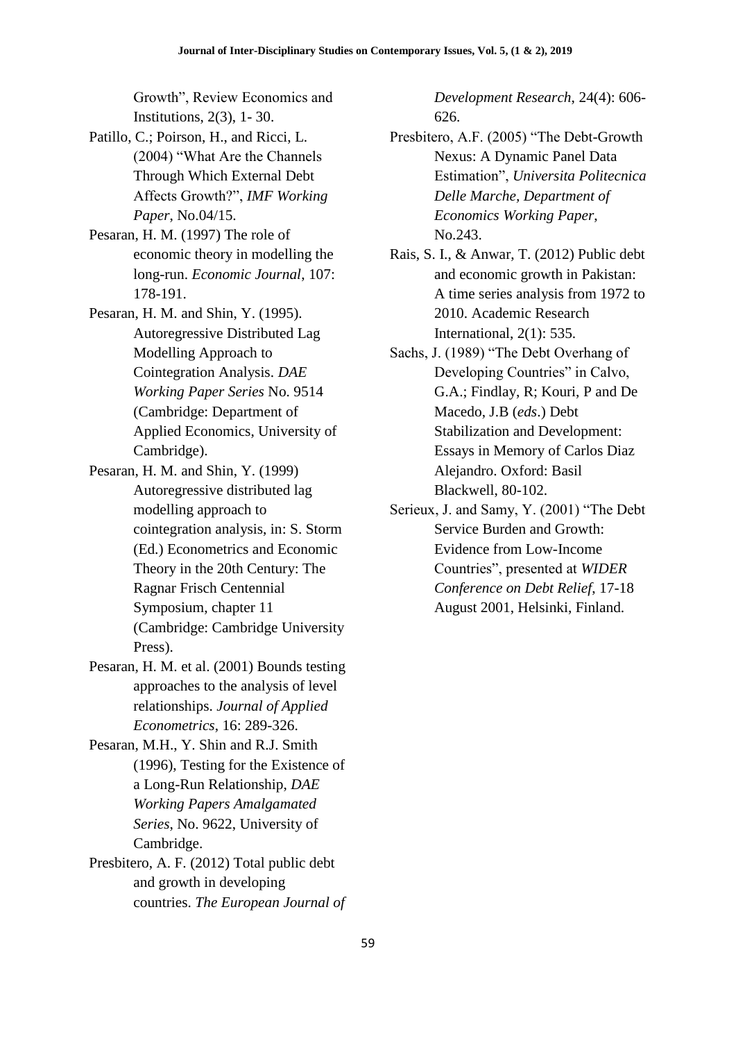Growth", Review Economics and Institutions, 2(3), 1- 30.

Patillo, C.; Poirson, H., and Ricci, L. (2004) "What Are the Channels Through Which External Debt Affects Growth?", *IMF Working Paper*, No.04/15.

Pesaran, H. M. (1997) The role of economic theory in modelling the long-run. *Economic Journal*, 107: 178-191.

Pesaran, H. M. and Shin, Y. (1995). Autoregressive Distributed Lag Modelling Approach to Cointegration Analysis. *DAE Working Paper Series* No. 9514 (Cambridge: Department of Applied Economics, University of Cambridge).

Pesaran, H. M. and Shin, Y. (1999) Autoregressive distributed lag modelling approach to cointegration analysis, in: S. Storm (Ed.) Econometrics and Economic Theory in the 20th Century: The Ragnar Frisch Centennial Symposium, chapter 11 (Cambridge: Cambridge University Press).

Pesaran, H. M. et al. (2001) Bounds testing approaches to the analysis of level relationships. *Journal of Applied Econometrics*, 16: 289-326.

Pesaran, M.H., Y. Shin and R.J. Smith (1996), Testing for the Existence of a Long-Run Relationship, *DAE Working Papers Amalgamated Series*, No. 9622, University of Cambridge.

Presbitero, A. F. (2012) Total public debt and growth in developing countries. *The European Journal of Development Research*, 24(4): 606-626.

Presbitero, A.F. (2005) "The Debt-Growth Nexus: A Dynamic Panel Data Estimation", *Universita Politecnica Delle Marche, Department of Economics Working Paper*, No.243.

Rais, S. I., & Anwar, T. (2012) Public debt and economic growth in Pakistan: A time series analysis from 1972 to 2010. Academic Research International, 2(1): 535.

Sachs, J. (1989) "The Debt Overhang of Developing Countries" in Calvo, G.A.; Findlay, R; Kouri, P and De Macedo, J.B (*eds*.) Debt Stabilization and Development: Essays in Memory of Carlos Diaz Alejandro. Oxford: Basil Blackwell, 80-102.

Serieux, J. and Samy, Y. (2001) "The Debt Service Burden and Growth: Evidence from Low-Income Countries", presented at *WIDER Conference on Debt Relief*, 17-18 August 2001, Helsinki, Finland.